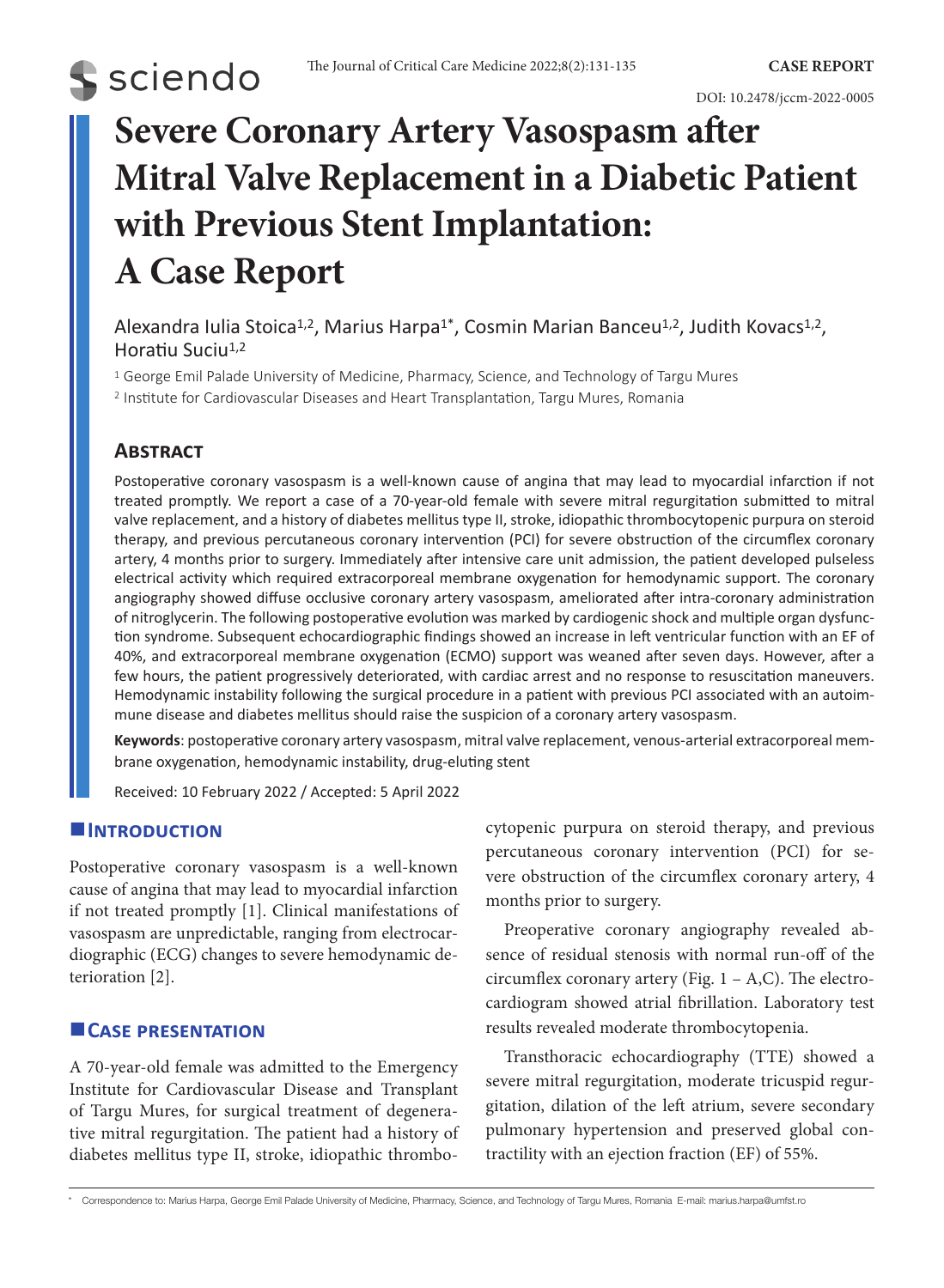CASE REPORT

DOI: 10.2478/jccm-2022-0005

# Severe Coronary Artery Vasospasm after Mitral Valve Replacement in a Diabetic Patient with Previous Stent Implantation: A Case Report

Alexandra Iulia Stoica[1,2], Marius Harpa[1*], Cosmin Marian Banceu[1,2], Judith Kovacs[1,2], Horatiu Suciu[1,2]

[1] George Emil Palade University of Medicine, Pharmacy, Science, and Technology of Targu Mures

[2] Institute for Cardiovascular Diseases and Heart Transplantation, Targu Mures, Romania

## Abstract

Postoperative coronary vasospasm is a well-known cause of angina that may lead to myocardial infarction if not treated promptly. We report a case of a 70-year-old female with severe mitral regurgitation submitted to mitral valve replacement, and a history of diabetes mellitus type II, stroke, idiopathic thrombocytopenic purpura on steroid therapy, and previous percutaneous coronary intervention (PCI) for severe obstruction of the circumflex coronary artery, 4 months prior to surgery. Immediately after intensive care unit admission, the patient developed pulseless electrical activity which required extracorporeal membrane oxygenation for hemodynamic support. The coronary angiography showed diffuse occlusive coronary artery vasospasm, ameliorated after intra-coronary administration of nitroglycerin. The following postoperative evolution was marked by cardiogenic shock and multiple organ dysfunction syndrome. Subsequent echocardiographic findings showed an increase in left ventricular function with an EF of 40%, and extracorporeal membrane oxygenation (ECMO) support was weaned after seven days. However, after a few hours, the patient progressively deteriorated, with cardiac arrest and no response to resuscitation maneuvers. Hemodynamic instability following the surgical procedure in a patient with previous PCI associated with an autoimmune disease and diabetes mellitus should raise the suspicion of a coronary artery vasospasm.

**Keywords**: postoperative coronary artery vasospasm, mitral valve replacement, venous-arterial extracorporeal membrane oxygenation, hemodynamic instability, drug-eluting stent

Received: 10 February 2022 / Accepted: 5 April 2022

## Introduction

Postoperative coronary vasospasm is a well-known cause of angina that may lead to myocardial infarction if not treated promptly [1]. Clinical manifestations of vasospasm are unpredictable, ranging from electrocardiographic (ECG) changes to severe hemodynamic deterioration [2].

## Case presentation

A 70-year-old female was admitted to the Emergency Institute for Cardiovascular Disease and Transplant of Targu Mures, for surgical treatment of degenerative mitral regurgitation. The patient had a history of diabetes mellitus type II, stroke, idiopathic thrombocytopenic purpura on steroid therapy, and previous percutaneous coronary intervention (PCI) for severe obstruction of the circumflex coronary artery, 4 months prior to surgery.

Preoperative coronary angiography revealed absence of residual stenosis with normal run-off of the circumflex coronary artery (Fig. 1 – A,C). The electrocardiogram showed atrial fibrillation. Laboratory test results revealed moderate thrombocytopenia.

Transthoracic echocardiography (TTE) showed a severe mitral regurgitation, moderate tricuspid regurgitation, dilation of the left atrium, severe secondary pulmonary hypertension and preserved global contractility with an ejection fraction (EF) of 55%.

* Correspondence to: Marius Harpa, George Emil Palade University of Medicine, Pharmacy, Science, and Technology of Targu Mures, Romania E-mail: marius.harpa@umfst.ro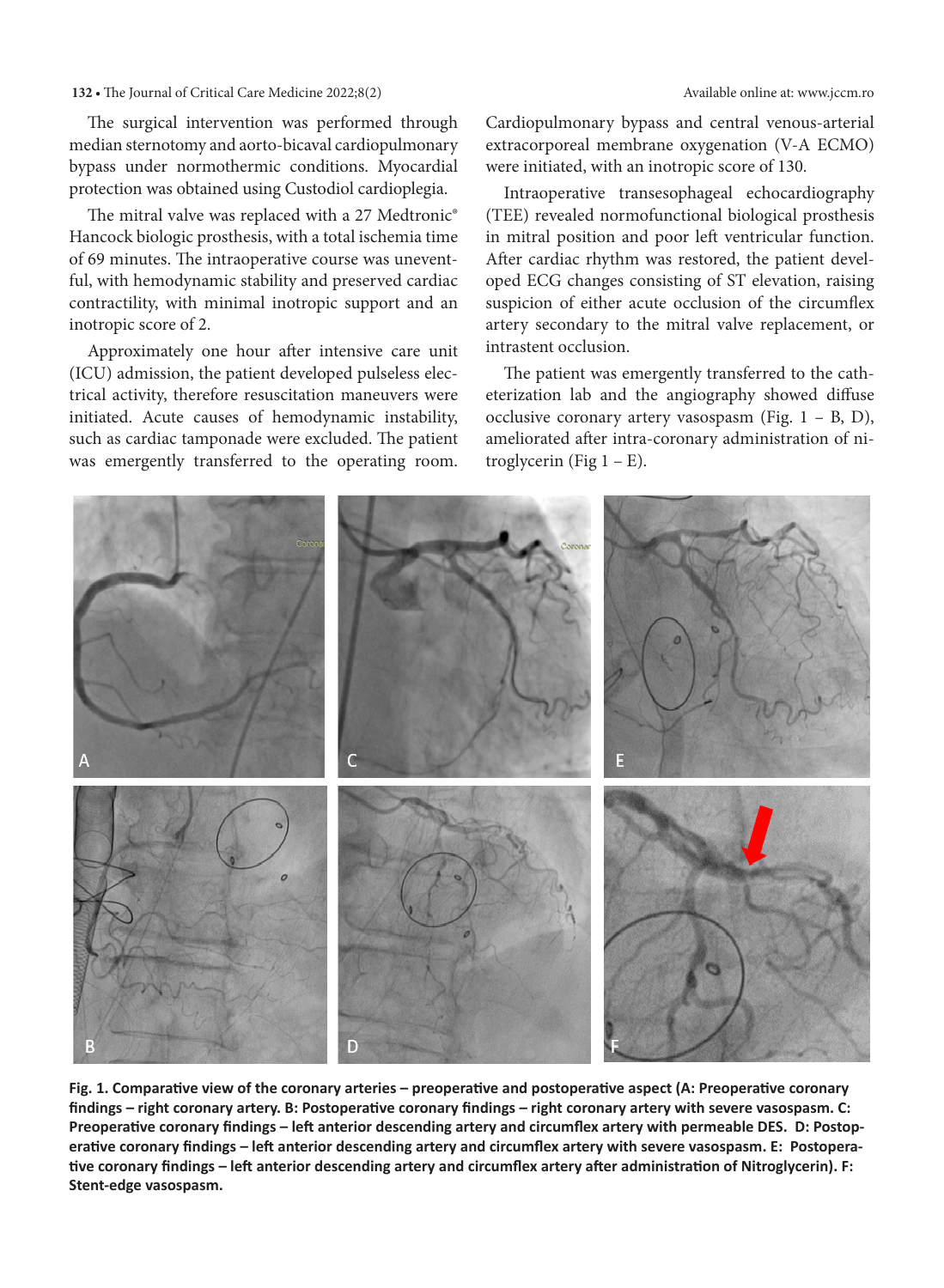The surgical intervention was performed through median sternotomy and aorto-bicaval cardiopulmonary bypass under normothermic conditions. Myocardial protection was obtained using Custodiol cardioplegia.

The mitral valve was replaced with a 27 Medtronic® Hancock biologic prosthesis, with a total ischemia time of 69 minutes. The intraoperative course was uneventful, with hemodynamic stability and preserved cardiac contractility, with minimal inotropic support and an inotropic score of 2.

Approximately one hour after intensive care unit (ICU) admission, the patient developed pulseless electrical activity, therefore resuscitation maneuvers were initiated. Acute causes of hemodynamic instability, such as cardiac tamponade were excluded. The patient was emergently transferred to the operating room. Cardiopulmonary bypass and central venous-arterial extracorporeal membrane oxygenation (V-A ECMO) were initiated, with an inotropic score of 130.

Intraoperative transesophageal echocardiography (TEE) revealed normofunctional biological prosthesis in mitral position and poor left ventricular function. After cardiac rhythm was restored, the patient developed ECG changes consisting of ST elevation, raising suspicion of either acute occlusion of the circumflex artery secondary to the mitral valve replacement, or intrastent occlusion.

The patient was emergently transferred to the catheterization lab and the angiography showed diffuse occlusive coronary artery vasospasm (Fig. 1 – B, D), ameliorated after intra-coronary administration of nitroglycerin (Fig 1 – E).

**Fig. 1. Comparative view of the coronary arteries – preoperative and postoperative aspect (A: Preoperative coronary findings – right coronary artery. B: Postoperative coronary findings – right coronary artery with severe vasospasm. C: Preoperative coronary findings – left anterior descending artery and circumflex artery with permeable DES. D: Postoperative coronary findings – left anterior descending artery and circumflex artery with severe vasospasm. E: Postoperative coronary findings – left anterior descending artery and circumflex artery after administration of Nitroglycerin). F: Stent-edge vasospasm.**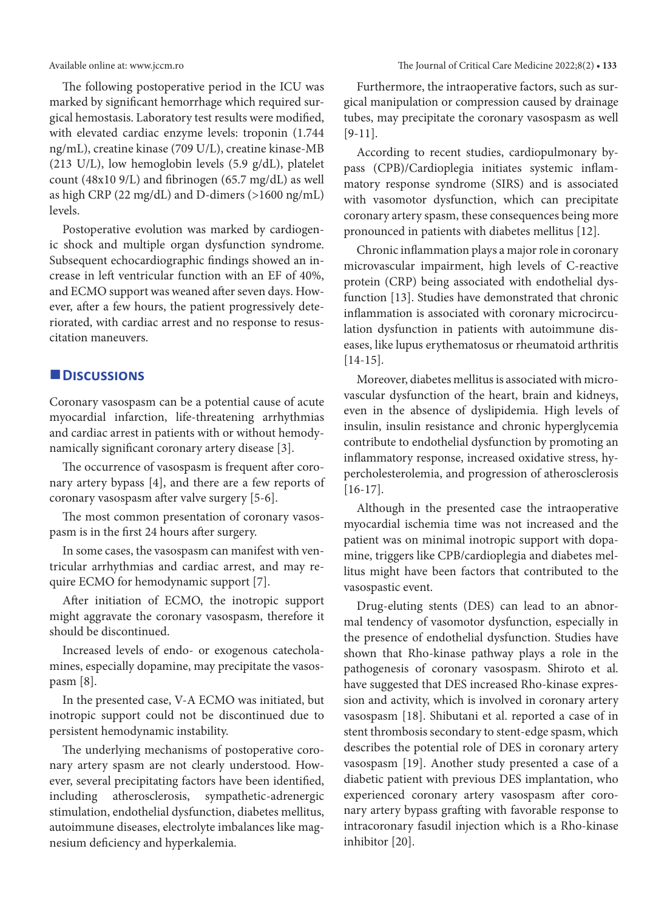The following postoperative period in the ICU was marked by significant hemorrhage which required surgical hemostasis. Laboratory test results were modified, with elevated cardiac enzyme levels: troponin (1.744 ng/mL), creatine kinase (709 U/L), creatine kinase-MB (213 U/L), low hemoglobin levels (5.9 g/dL), platelet count (48x10 9/L) and fibrinogen (65.7 mg/dL) as well as high CRP (22 mg/dL) and D-dimers (>1600 ng/mL) levels.

Postoperative evolution was marked by cardiogenic shock and multiple organ dysfunction syndrome. Subsequent echocardiographic findings showed an increase in left ventricular function with an EF of 40%, and ECMO support was weaned after seven days. However, after a few hours, the patient progressively deteriorated, with cardiac arrest and no response to resuscitation maneuvers.

## Discussions

Coronary vasospasm can be a potential cause of acute myocardial infarction, life-threatening arrhythmias and cardiac arrest in patients with or without hemodynamically significant coronary artery disease [3].

The occurrence of vasospasm is frequent after coronary artery bypass [4], and there are a few reports of coronary vasospasm after valve surgery [5-6].

The most common presentation of coronary vasospasm is in the first 24 hours after surgery.

In some cases, the vasospasm can manifest with ventricular arrhythmias and cardiac arrest, and may require ECMO for hemodynamic support [7].

After initiation of ECMO, the inotropic support might aggravate the coronary vasospasm, therefore it should be discontinued.

Increased levels of endo- or exogenous catecholamines, especially dopamine, may precipitate the vasospasm [8].

In the presented case, V-A ECMO was initiated, but inotropic support could not be discontinued due to persistent hemodynamic instability.

The underlying mechanisms of postoperative coronary artery spasm are not clearly understood. However, several precipitating factors have been identified, including atherosclerosis, sympathetic-adrenergic stimulation, endothelial dysfunction, diabetes mellitus, autoimmune diseases, electrolyte imbalances like magnesium deficiency and hyperkalemia.

Furthermore, the intraoperative factors, such as surgical manipulation or compression caused by drainage tubes, may precipitate the coronary vasospasm as well [9-11].

According to recent studies, cardiopulmonary bypass (CPB)/Cardioplegia initiates systemic inflammatory response syndrome (SIRS) and is associated with vasomotor dysfunction, which can precipitate coronary artery spasm, these consequences being more pronounced in patients with diabetes mellitus [12].

Chronic inflammation plays a major role in coronary microvascular impairment, high levels of C-reactive protein (CRP) being associated with endothelial dysfunction [13]. Studies have demonstrated that chronic inflammation is associated with coronary microcirculation dysfunction in patients with autoimmune diseases, like lupus erythematosus or rheumatoid arthritis [14-15].

Moreover, diabetes mellitus is associated with microvascular dysfunction of the heart, brain and kidneys, even in the absence of dyslipidemia. High levels of insulin, insulin resistance and chronic hyperglycemia contribute to endothelial dysfunction by promoting an inflammatory response, increased oxidative stress, hypercholesterolemia, and progression of atherosclerosis [16-17].

Although in the presented case the intraoperative myocardial ischemia time was not increased and the patient was on minimal inotropic support with dopamine, triggers like CPB/cardioplegia and diabetes mellitus might have been factors that contributed to the vasospastic event.

Drug-eluting stents (DES) can lead to an abnormal tendency of vasomotor dysfunction, especially in the presence of endothelial dysfunction. Studies have shown that Rho-kinase pathway plays a role in the pathogenesis of coronary vasospasm. Shiroto et al. have suggested that DES increased Rho-kinase expression and activity, which is involved in coronary artery vasospasm [18]. Shibutani et al. reported a case of in stent thrombosis secondary to stent-edge spasm, which describes the potential role of DES in coronary artery vasospasm [19]. Another study presented a case of a diabetic patient with previous DES implantation, who experienced coronary artery vasospasm after coronary artery bypass grafting with favorable response to intracoronary fasudil injection which is a Rho-kinase inhibitor [20].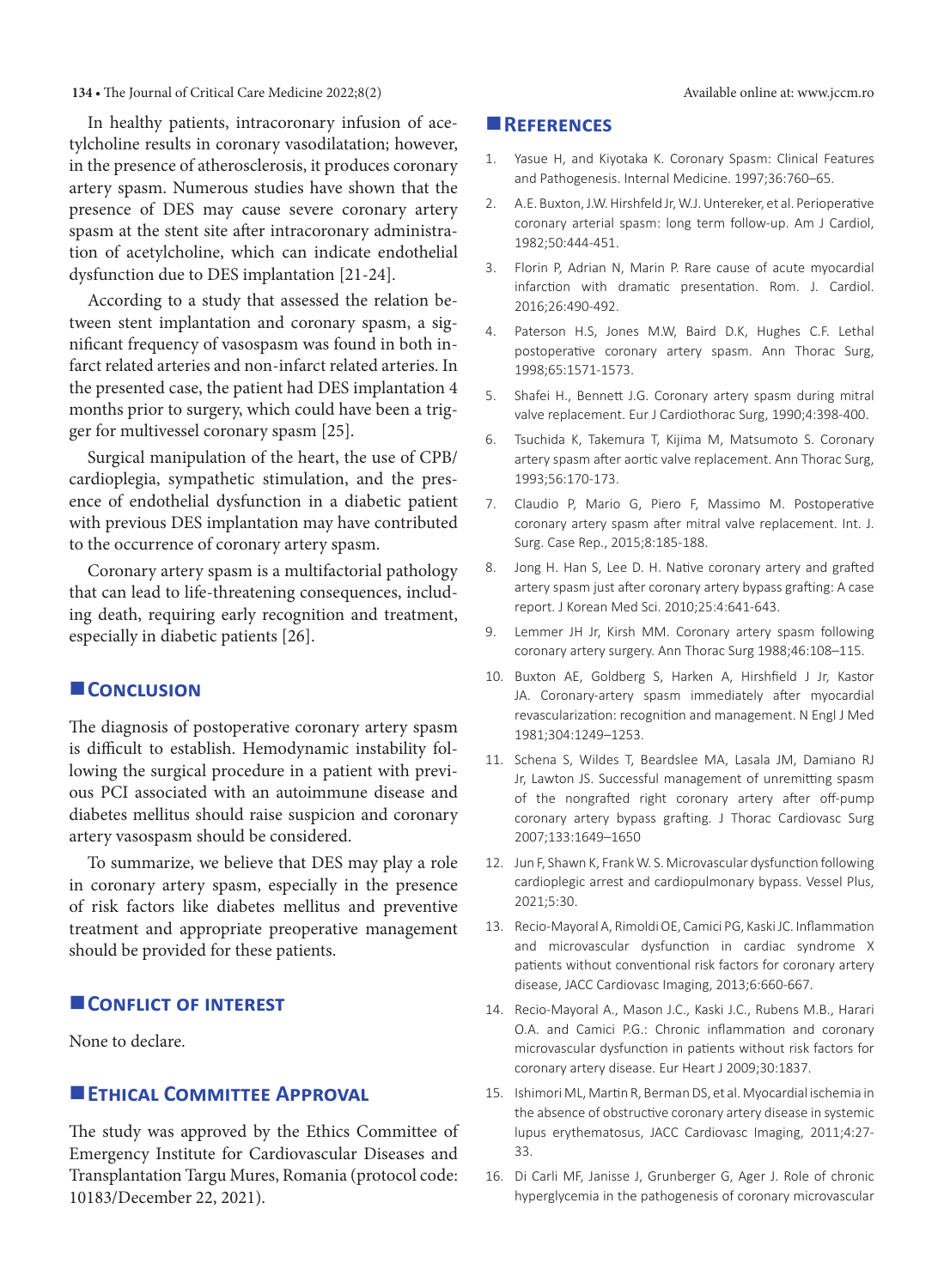In healthy patients, intracoronary infusion of acetylcholine results in coronary vasodilatation; however, in the presence of atherosclerosis, it produces coronary artery spasm. Numerous studies have shown that the presence of DES may cause severe coronary artery spasm at the stent site after intracoronary administration of acetylcholine, which can indicate endothelial dysfunction due to DES implantation [21-24].

According to a study that assessed the relation between stent implantation and coronary spasm, a significant frequency of vasospasm was found in both infarct related arteries and non-infarct related arteries. In the presented case, the patient had DES implantation 4 months prior to surgery, which could have been a trigger for multivessel coronary spasm [25].

Surgical manipulation of the heart, the use of CPB/cardioplegia, sympathetic stimulation, and the presence of endothelial dysfunction in a diabetic patient with previous DES implantation may have contributed to the occurrence of coronary artery spasm.

Coronary artery spasm is a multifactorial pathology that can lead to life-threatening consequences, including death, requiring early recognition and treatment, especially in diabetic patients [26].

## Conclusion

The diagnosis of postoperative coronary artery spasm is difficult to establish. Hemodynamic instability following the surgical procedure in a patient with previous PCI associated with an autoimmune disease and diabetes mellitus should raise suspicion and coronary artery vasospasm should be considered.

To summarize, we believe that DES may play a role in coronary artery spasm, especially in the presence of risk factors like diabetes mellitus and preventive treatment and appropriate preoperative management should be provided for these patients.

## Conflict of interest

None to declare.

## Ethical Committee Approval

The study was approved by the Ethics Committee of Emergency Institute for Cardiovascular Diseases and Transplantation Targu Mures, Romania (protocol code: 10183/December 22, 2021).

## References

1. Yasue H, and Kiyotaka K. Coronary Spasm: Clinical Features and Pathogenesis. Internal Medicine. 1997;36:760–65.
2. A.E. Buxton, J.W. Hirshfeld Jr, W.J. Untereker, et al. Perioperative coronary arterial spasm: long term follow-up. Am J Cardiol, 1982;50:444-451.
3. Florin P, Adrian N, Marin P. Rare cause of acute myocardial infarction with dramatic presentation. Rom. J. Cardiol. 2016;26:490-492.
4. Paterson H.S, Jones M.W, Baird D.K, Hughes C.F. Lethal postoperative coronary artery spasm. Ann Thorac Surg, 1998;65:1571-1573.
5. Shafei H., Bennett J.G. Coronary artery spasm during mitral valve replacement. Eur J Cardiothorac Surg, 1990;4:398-400.
6. Tsuchida K, Takemura T, Kijima M, Matsumoto S. Coronary artery spasm after aortic valve replacement. Ann Thorac Surg, 1993;56:170-173.
7. Claudio P, Mario G, Piero F, Massimo M. Postoperative coronary artery spasm after mitral valve replacement. Int. J. Surg. Case Rep., 2015;8:185-188.
8. Jong H. Han S, Lee D. H. Native coronary artery and grafted artery spasm just after coronary artery bypass grafting: A case report. J Korean Med Sci. 2010;25:4:641-643.
9. Lemmer JH Jr, Kirsh MM. Coronary artery spasm following coronary artery surgery. Ann Thorac Surg 1988;46:108–115.
10. Buxton AE, Goldberg S, Harken A, Hirshfield J Jr, Kastor JA. Coronary-artery spasm immediately after myocardial revascularization: recognition and management. N Engl J Med 1981;304:1249–1253.
11. Schena S, Wildes T, Beardslee MA, Lasala JM, Damiano RJ Jr, Lawton JS. Successful management of unremitting spasm of the nongrafted right coronary artery after off-pump coronary artery bypass grafting. J Thorac Cardiovasc Surg 2007;133:1649–1650
12. Jun F, Shawn K, Frank W. S. Microvascular dysfunction following cardioplegic arrest and cardiopulmonary bypass. Vessel Plus, 2021;5:30.
13. Recio-Mayoral A, Rimoldi OE, Camici PG, Kaski JC. Inflammation and microvascular dysfunction in cardiac syndrome X patients without conventional risk factors for coronary artery disease, JACC Cardiovasc Imaging, 2013;6:660-667.
14. Recio-Mayoral A., Mason J.C., Kaski J.C., Rubens M.B., Harari O.A. and Camici P.G.: Chronic inflammation and coronary microvascular dysfunction in patients without risk factors for coronary artery disease. Eur Heart J 2009;30:1837.
15. Ishimori ML, Martin R, Berman DS, et al. Myocardial ischemia in the absence of obstructive coronary artery disease in systemic lupus erythematosus, JACC Cardiovasc Imaging, 2011;4:27-33.
16. Di Carli MF, Janisse J, Grunberger G, Ager J. Role of chronic hyperglycemia in the pathogenesis of coronary microvascular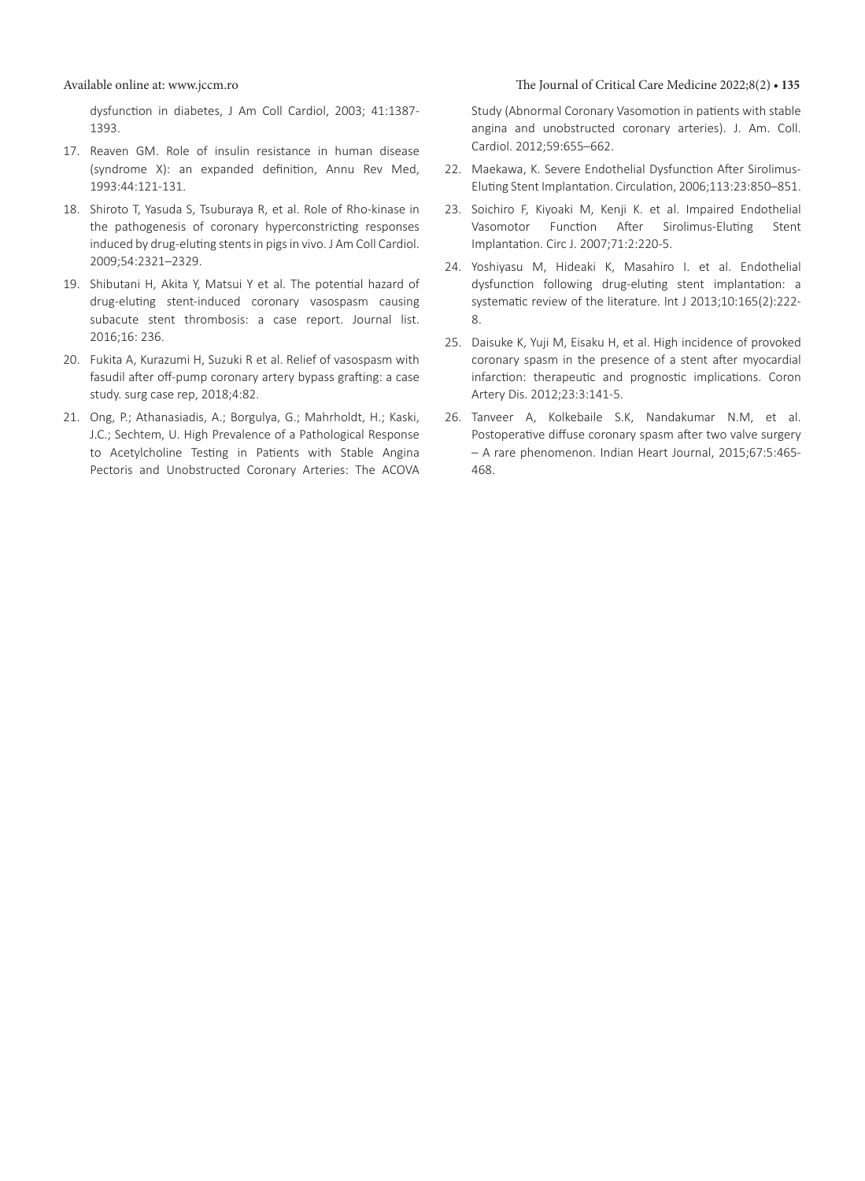dysfunction in diabetes, J Am Coll Cardiol, 2003; 41:1387-1393.

17. Reaven GM. Role of insulin resistance in human disease (syndrome X): an expanded definition, Annu Rev Med, 1993:44:121-131.
18. Shiroto T, Yasuda S, Tsuburaya R, et al. Role of Rho-kinase in the pathogenesis of coronary hyperconstricting responses induced by drug-eluting stents in pigs in vivo. J Am Coll Cardiol. 2009;54:2321–2329.
19. Shibutani H, Akita Y, Matsui Y et al. The potential hazard of drug-eluting stent-induced coronary vasospasm causing subacute stent thrombosis: a case report. Journal list. 2016;16: 236.
20. Fukita A, Kurazumi H, Suzuki R et al. Relief of vasospasm with fasudil after off-pump coronary artery bypass grafting: a case study. surg case rep, 2018;4:82.
21. Ong, P.; Athanasiadis, A.; Borgulya, G.; Mahrholdt, H.; Kaski, J.C.; Sechtem, U. High Prevalence of a Pathological Response to Acetylcholine Testing in Patients with Stable Angina Pectoris and Unobstructed Coronary Arteries: The ACOVA Study (Abnormal Coronary Vasomotion in patients with stable angina and unobstructed coronary arteries). J. Am. Coll. Cardiol. 2012;59:655–662.
22. Maekawa, K. Severe Endothelial Dysfunction After Sirolimus-Eluting Stent Implantation. Circulation, 2006;113:23:850–851.
23. Soichiro F, Kiyoaki M, Kenji K. et al. Impaired Endothelial Vasomotor Function After Sirolimus-Eluting Stent Implantation. Circ J. 2007;71:2:220-5.
24. Yoshiyasu M, Hideaki K, Masahiro I. et al. Endothelial dysfunction following drug-eluting stent implantation: a systematic review of the literature. Int J 2013;10:165(2):222-8.
25. Daisuke K, Yuji M, Eisaku H, et al. High incidence of provoked coronary spasm in the presence of a stent after myocardial infarction: therapeutic and prognostic implications. Coron Artery Dis. 2012;23:3:141-5.
26. Tanveer A, Kolkebaile S.K, Nandakumar N.M, et al. Postoperative diffuse coronary spasm after two valve surgery – A rare phenomenon. Indian Heart Journal, 2015;67:5:465-468.